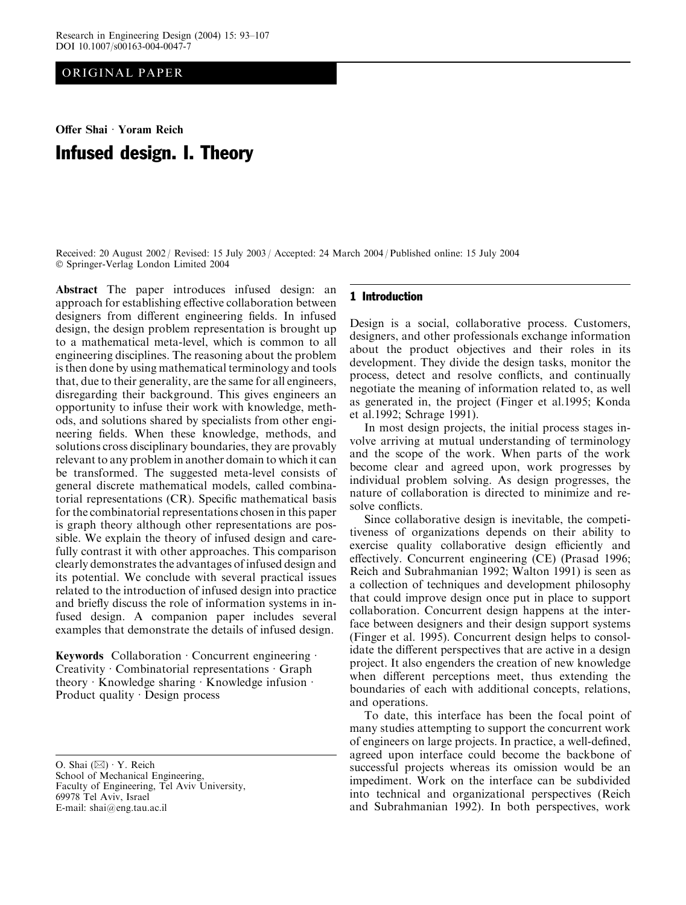ORIGINAL PAPER

Offer Shai · Yoram Reich

# Infused design. I. Theory

Received: 20 August 2002 / Revised: 15 July 2003 / Accepted: 24 March 2004 / Published online: 15 July 2004
© Springer-Verlag London Limited 2004

**Abstract** The paper introduces infused design: an approach for establishing effective collaboration between designers from different engineering fields. In infused design, the design problem representation is brought up to a mathematical meta-level, which is common to all engineering disciplines. The reasoning about the problem is then done by using mathematical terminology and tools that, due to their generality, are the same for all engineers, disregarding their background. This gives engineers an opportunity to infuse their work with knowledge, methods, and solutions shared by specialists from other engineering fields. When these knowledge, methods, and solutions cross disciplinary boundaries, they are provably relevant to any problem in another domain to which it can be transformed. The suggested meta-level consists of general discrete mathematical models, called combinatorial representations (CR). Specific mathematical basis for the combinatorial representations chosen in this paper is graph theory although other representations are possible. We explain the theory of infused design and carefully contrast it with other approaches. This comparison clearly demonstrates the advantages of infused design and its potential. We conclude with several practical issues related to the introduction of infused design into practice and briefly discuss the role of information systems in infused design. A companion paper includes several examples that demonstrate the details of infused design.

**Keywords** Collaboration · Concurrent engineering · Creativity · Combinatorial representations · Graph theory · Knowledge sharing · Knowledge infusion · Product quality · Design process

O. Shai (✉) · Y. Reich
School of Mechanical Engineering,
Faculty of Engineering, Tel Aviv University,
69978 Tel Aviv, Israel
E-mail: shai@eng.tau.ac.il

## 1 Introduction

Design is a social, collaborative process. Customers, designers, and other professionals exchange information about the product objectives and their roles in its development. They divide the design tasks, monitor the process, detect and resolve conflicts, and continually negotiate the meaning of information related to, as well as generated in, the project (Finger et al.1995; Konda et al.1992; Schrage 1991).

In most design projects, the initial process stages involve arriving at mutual understanding of terminology and the scope of the work. When parts of the work become clear and agreed upon, work progresses by individual problem solving. As design progresses, the nature of collaboration is directed to minimize and resolve conflicts.

Since collaborative design is inevitable, the competitiveness of organizations depends on their ability to exercise quality collaborative design efficiently and effectively. Concurrent engineering (CE) (Prasad 1996; Reich and Subrahmanian 1992; Walton 1991) is seen as a collection of techniques and development philosophy that could improve design once put in place to support collaboration. Concurrent design happens at the interface between designers and their design support systems (Finger et al. 1995). Concurrent design helps to consolidate the different perspectives that are active in a design project. It also engenders the creation of new knowledge when different perceptions meet, thus extending the boundaries of each with additional concepts, relations, and operations.

To date, this interface has been the focal point of many studies attempting to support the concurrent work of engineers on large projects. In practice, a well-defined, agreed upon interface could become the backbone of successful projects whereas its omission would be an impediment. Work on the interface can be subdivided into technical and organizational perspectives (Reich and Subrahmanian 1992). In both perspectives, work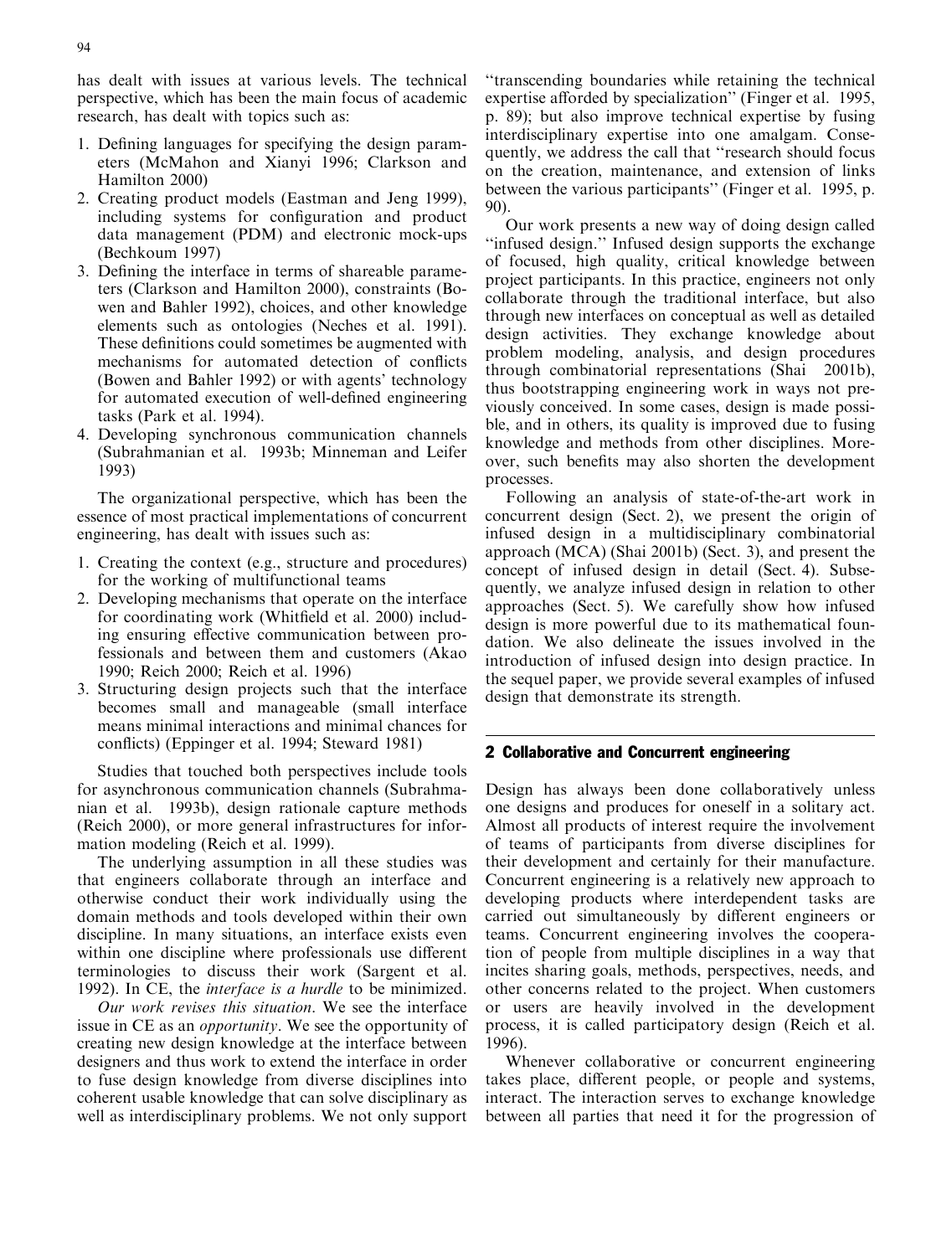has dealt with issues at various levels. The technical perspective, which has been the main focus of academic research, has dealt with topics such as:

1. Defining languages for specifying the design parameters (McMahon and Xianyi 1996; Clarkson and Hamilton 2000)
2. Creating product models (Eastman and Jeng 1999), including systems for configuration and product data management (PDM) and electronic mock-ups (Bechkoum 1997)
3. Defining the interface in terms of shareable parameters (Clarkson and Hamilton 2000), constraints (Bowen and Bahler 1992), choices, and other knowledge elements such as ontologies (Neches et al. 1991). These definitions could sometimes be augmented with mechanisms for automated detection of conflicts (Bowen and Bahler 1992) or with agents' technology for automated execution of well-defined engineering tasks (Park et al. 1994).
4. Developing synchronous communication channels (Subrahmanian et al. 1993b; Minneman and Leifer 1993)

The organizational perspective, which has been the essence of most practical implementations of concurrent engineering, has dealt with issues such as:

1. Creating the context (e.g., structure and procedures) for the working of multifunctional teams
2. Developing mechanisms that operate on the interface for coordinating work (Whitfield et al. 2000) including ensuring effective communication between professionals and between them and customers (Akao 1990; Reich 2000; Reich et al. 1996)
3. Structuring design projects such that the interface becomes small and manageable (small interface means minimal interactions and minimal chances for conflicts) (Eppinger et al. 1994; Steward 1981)

Studies that touched both perspectives include tools for asynchronous communication channels (Subrahmanian et al. 1993b), design rationale capture methods (Reich 2000), or more general infrastructures for information modeling (Reich et al. 1999).

The underlying assumption in all these studies was that engineers collaborate through an interface and otherwise conduct their work individually using the domain methods and tools developed within their own discipline. In many situations, an interface exists even within one discipline where professionals use different terminologies to discuss their work (Sargent et al. 1992). In CE, the *interface is a hurdle* to be minimized.

*Our work revises this situation*. We see the interface issue in CE as an *opportunity*. We see the opportunity of creating new design knowledge at the interface between designers and thus work to extend the interface in order to fuse design knowledge from diverse disciplines into coherent usable knowledge that can solve disciplinary as well as interdisciplinary problems. We not only support "transcending boundaries while retaining the technical expertise afforded by specialization" (Finger et al. 1995, p. 89); but also improve technical expertise by fusing interdisciplinary expertise into one amalgam. Consequently, we address the call that "research should focus on the creation, maintenance, and extension of links between the various participants" (Finger et al. 1995, p. 90).

Our work presents a new way of doing design called "infused design." Infused design supports the exchange of focused, high quality, critical knowledge between project participants. In this practice, engineers not only collaborate through the traditional interface, but also through new interfaces on conceptual as well as detailed design activities. They exchange knowledge about problem modeling, analysis, and design procedures through combinatorial representations (Shai 2001b), thus bootstrapping engineering work in ways not previously conceived. In some cases, design is made possible, and in others, its quality is improved due to fusing knowledge and methods from other disciplines. Moreover, such benefits may also shorten the development processes.

Following an analysis of state-of-the-art work in concurrent design (Sect. 2), we present the origin of infused design in a multidisciplinary combinatorial approach (MCA) (Shai 2001b) (Sect. 3), and present the concept of infused design in detail (Sect. 4). Subsequently, we analyze infused design in relation to other approaches (Sect. 5). We carefully show how infused design is more powerful due to its mathematical foundation. We also delineate the issues involved in the introduction of infused design into design practice. In the sequel paper, we provide several examples of infused design that demonstrate its strength.

## 2 Collaborative and Concurrent engineering

Design has always been done collaboratively unless one designs and produces for oneself in a solitary act. Almost all products of interest require the involvement of teams of participants from diverse disciplines for their development and certainly for their manufacture. Concurrent engineering is a relatively new approach to developing products where interdependent tasks are carried out simultaneously by different engineers or teams. Concurrent engineering involves the cooperation of people from multiple disciplines in a way that incites sharing goals, methods, perspectives, needs, and other concerns related to the project. When customers or users are heavily involved in the development process, it is called participatory design (Reich et al. 1996).

Whenever collaborative or concurrent engineering takes place, different people, or people and systems, interact. The interaction serves to exchange knowledge between all parties that need it for the progression of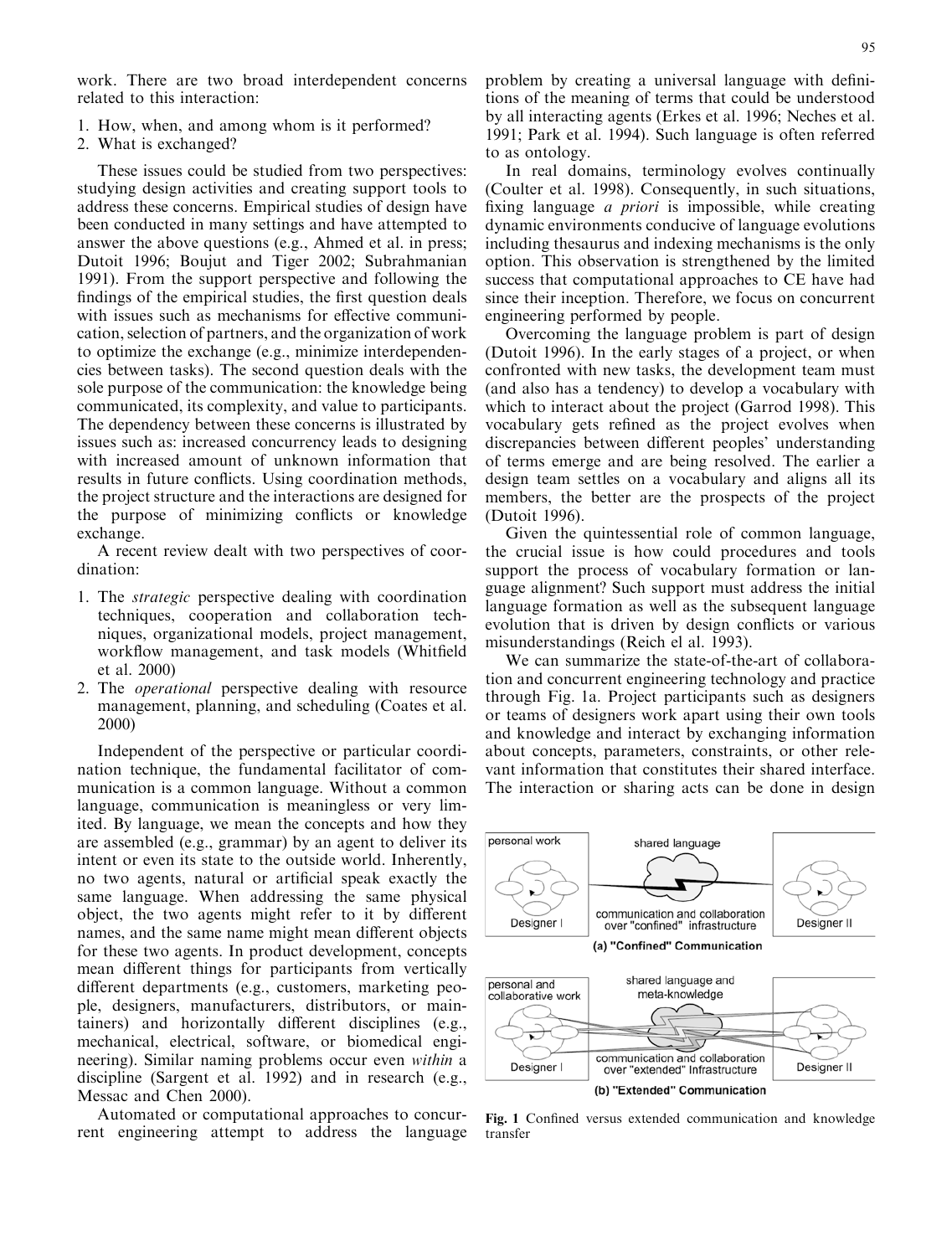work. There are two broad interdependent concerns related to this interaction:

1. How, when, and among whom is it performed?
2. What is exchanged?

These issues could be studied from two perspectives: studying design activities and creating support tools to address these concerns. Empirical studies of design have been conducted in many settings and have attempted to answer the above questions (e.g., Ahmed et al. in press; Dutoit 1996; Boujut and Tiger 2002; Subrahmanian 1991). From the support perspective and following the findings of the empirical studies, the first question deals with issues such as mechanisms for effective communication, selection of partners, and the organization of work to optimize the exchange (e.g., minimize interdependencies between tasks). The second question deals with the sole purpose of the communication: the knowledge being communicated, its complexity, and value to participants. The dependency between these concerns is illustrated by issues such as: increased concurrency leads to designing with increased amount of unknown information that results in future conflicts. Using coordination methods, the project structure and the interactions are designed for the purpose of minimizing conflicts or knowledge exchange.

A recent review dealt with two perspectives of coordination:

1. The *strategic* perspective dealing with coordination techniques, cooperation and collaboration techniques, organizational models, project management, workflow management, and task models (Whitfield et al. 2000)
2. The *operational* perspective dealing with resource management, planning, and scheduling (Coates et al. 2000)

Independent of the perspective or particular coordination technique, the fundamental facilitator of communication is a common language. Without a common language, communication is meaningless or very limited. By language, we mean the concepts and how they are assembled (e.g., grammar) by an agent to deliver its intent or even its state to the outside world. Inherently, no two agents, natural or artificial speak exactly the same language. When addressing the same physical object, the two agents might refer to it by different names, and the same name might mean different objects for these two agents. In product development, concepts mean different things for participants from vertically different departments (e.g., customers, marketing people, designers, manufacturers, distributors, or maintainers) and horizontally different disciplines (e.g., mechanical, electrical, software, or biomedical engineering). Similar naming problems occur even *within* a discipline (Sargent et al. 1992) and in research (e.g., Messac and Chen 2000).

Automated or computational approaches to concurrent engineering attempt to address the language problem by creating a universal language with definitions of the meaning of terms that could be understood by all interacting agents (Erkes et al. 1996; Neches et al. 1991; Park et al. 1994). Such language is often referred to as ontology.

In real domains, terminology evolves continually (Coulter et al. 1998). Consequently, in such situations, fixing language *a priori* is impossible, while creating dynamic environments conducive of language evolutions including thesaurus and indexing mechanisms is the only option. This observation is strengthened by the limited success that computational approaches to CE have had since their inception. Therefore, we focus on concurrent engineering performed by people.

Overcoming the language problem is part of design (Dutoit 1996). In the early stages of a project, or when confronted with new tasks, the development team must (and also has a tendency) to develop a vocabulary with which to interact about the project (Garrod 1998). This vocabulary gets refined as the project evolves when discrepancies between different peoples' understanding of terms emerge and are being resolved. The earlier a design team settles on a vocabulary and aligns all its members, the better are the prospects of the project (Dutoit 1996).

Given the quintessential role of common language, the crucial issue is how could procedures and tools support the process of vocabulary formation or language alignment? Such support must address the initial language formation as well as the subsequent language evolution that is driven by design conflicts or various misunderstandings (Reich el al. 1993).

We can summarize the state-of-the-art of collaboration and concurrent engineering technology and practice through Fig. 1a. Project participants such as designers or teams of designers work apart using their own tools and knowledge and interact by exchanging information about concepts, parameters, constraints, or other relevant information that constitutes their shared interface. The interaction or sharing acts can be done in design

personal work
shared language
Designer I
communication and collaboration over "confined" infrastructure
Designer II
(a) "Confined" Communication

personal and collaborative work
shared language and meta-knowledge
Designer I
communication and collaboration over "extended" infrastructure
Designer II
(b) "Extended" Communication

Fig. 1 Confined versus extended communication and knowledge transfer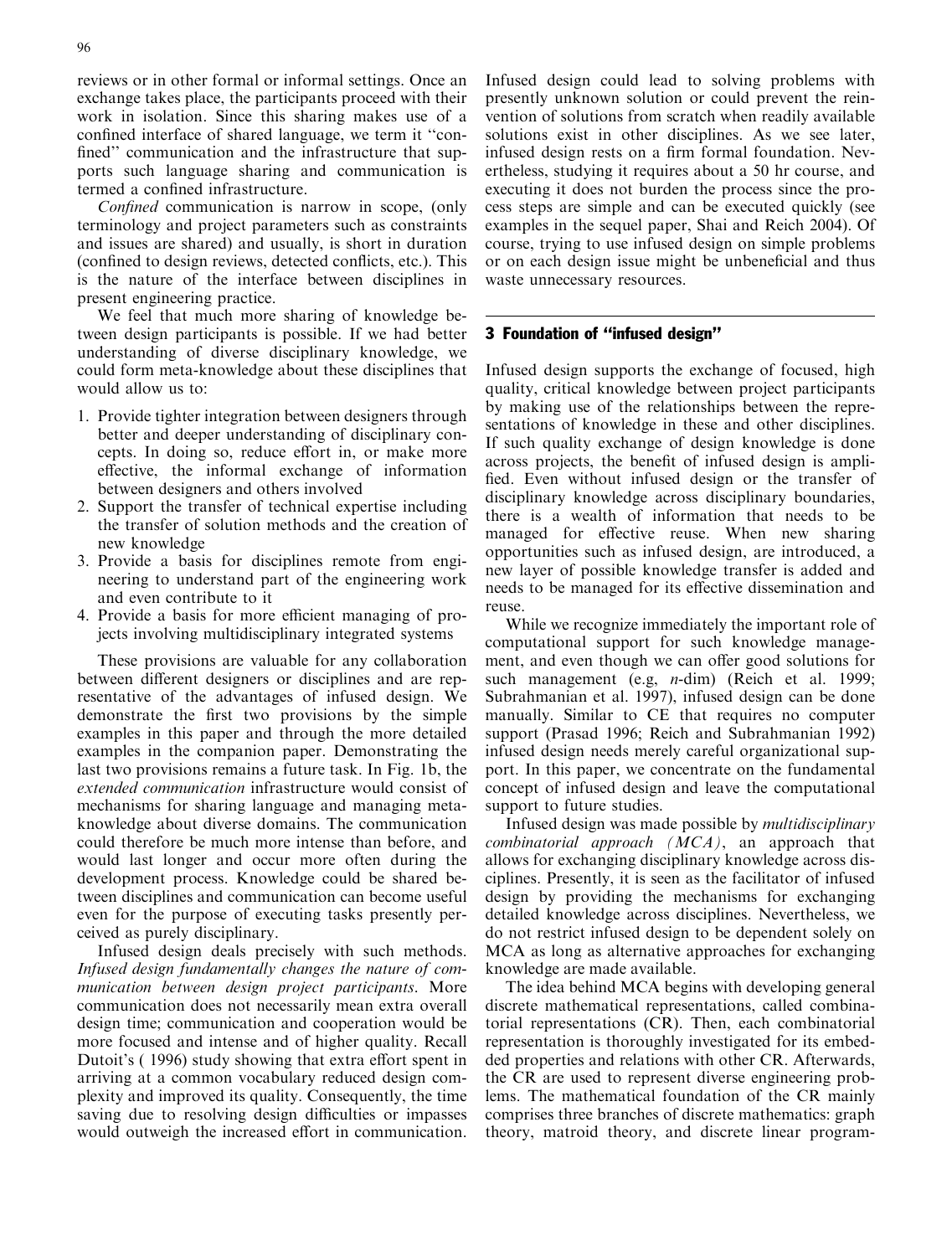reviews or in other formal or informal settings. Once an exchange takes place, the participants proceed with their work in isolation. Since this sharing makes use of a confined interface of shared language, we term it ''confined'' communication and the infrastructure that supports such language sharing and communication is termed a confined infrastructure.

*Confined* communication is narrow in scope, (only terminology and project parameters such as constraints and issues are shared) and usually, is short in duration (confined to design reviews, detected conflicts, etc.). This is the nature of the interface between disciplines in present engineering practice.

We feel that much more sharing of knowledge between design participants is possible. If we had better understanding of diverse disciplinary knowledge, we could form meta-knowledge about these disciplines that would allow us to:

1. Provide tighter integration between designers through better and deeper understanding of disciplinary concepts. In doing so, reduce effort in, or make more effective, the informal exchange of information between designers and others involved
2. Support the transfer of technical expertise including the transfer of solution methods and the creation of new knowledge
3. Provide a basis for disciplines remote from engineering to understand part of the engineering work and even contribute to it
4. Provide a basis for more efficient managing of projects involving multidisciplinary integrated systems

These provisions are valuable for any collaboration between different designers or disciplines and are representative of the advantages of infused design. We demonstrate the first two provisions by the simple examples in this paper and through the more detailed examples in the companion paper. Demonstrating the last two provisions remains a future task. In Fig. 1b, the *extended communication* infrastructure would consist of mechanisms for sharing language and managing meta-knowledge about diverse domains. The communication could therefore be much more intense than before, and would last longer and occur more often during the development process. Knowledge could be shared between disciplines and communication can become useful even for the purpose of executing tasks presently perceived as purely disciplinary.

Infused design deals precisely with such methods. *Infused design fundamentally changes the nature of communication between design project participants.* More communication does not necessarily mean extra overall design time; communication and cooperation would be more focused and intense and of higher quality. Recall Dutoit's ( 1996) study showing that extra effort spent in arriving at a common vocabulary reduced design complexity and improved its quality. Consequently, the time saving due to resolving design difficulties or impasses would outweigh the increased effort in communication. Infused design could lead to solving problems with presently unknown solution or could prevent the reinvention of solutions from scratch when readily available solutions exist in other disciplines. As we see later, infused design rests on a firm formal foundation. Nevertheless, studying it requires about a 50 hr course, and executing it does not burden the process since the process steps are simple and can be executed quickly (see examples in the sequel paper, Shai and Reich 2004). Of course, trying to use infused design on simple problems or on each design issue might be unbeneficial and thus waste unnecessary resources.

## 3 Foundation of ''infused design''

Infused design supports the exchange of focused, high quality, critical knowledge between project participants by making use of the relationships between the representations of knowledge in these and other disciplines. If such quality exchange of design knowledge is done across projects, the benefit of infused design is amplified. Even without infused design or the transfer of disciplinary knowledge across disciplinary boundaries, there is a wealth of information that needs to be managed for effective reuse. When new sharing opportunities such as infused design, are introduced, a new layer of possible knowledge transfer is added and needs to be managed for its effective dissemination and reuse.

While we recognize immediately the important role of computational support for such knowledge management, and even though we can offer good solutions for such management (e.g, *n*-dim) (Reich et al. 1999; Subrahmanian et al. 1997), infused design can be done manually. Similar to CE that requires no computer support (Prasad 1996; Reich and Subrahmanian 1992) infused design needs merely careful organizational support. In this paper, we concentrate on the fundamental concept of infused design and leave the computational support to future studies.

Infused design was made possible by *multidisciplinary combinatorial approach (MCA)*, an approach that allows for exchanging disciplinary knowledge across disciplines. Presently, it is seen as the facilitator of infused design by providing the mechanisms for exchanging detailed knowledge across disciplines. Nevertheless, we do not restrict infused design to be dependent solely on MCA as long as alternative approaches for exchanging knowledge are made available.

The idea behind MCA begins with developing general discrete mathematical representations, called combinatorial representations (CR). Then, each combinatorial representation is thoroughly investigated for its embedded properties and relations with other CR. Afterwards, the CR are used to represent diverse engineering problems. The mathematical foundation of the CR mainly comprises three branches of discrete mathematics: graph theory, matroid theory, and discrete linear program-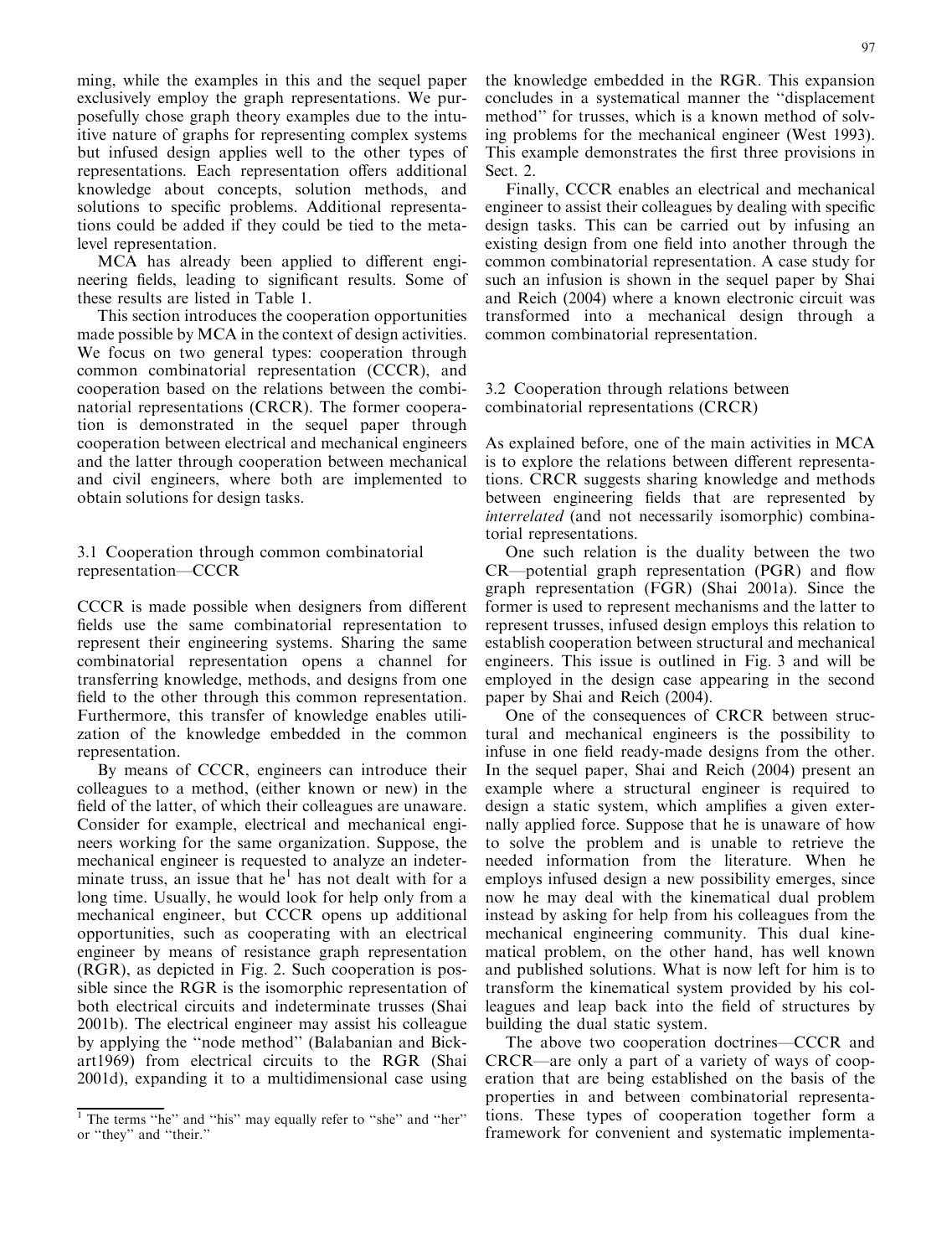ming, while the examples in this and the sequel paper exclusively employ the graph representations. We purposefully chose graph theory examples due to the intuitive nature of graphs for representing complex systems but infused design applies well to the other types of representations. Each representation offers additional knowledge about concepts, solution methods, and solutions to specific problems. Additional representations could be added if they could be tied to the meta-level representation.

MCA has already been applied to different engineering fields, leading to significant results. Some of these results are listed in Table 1.

This section introduces the cooperation opportunities made possible by MCA in the context of design activities. We focus on two general types: cooperation through common combinatorial representation (CCCR), and cooperation based on the relations between the combinatorial representations (CRCR). The former cooperation is demonstrated in the sequel paper through cooperation between electrical and mechanical engineers and the latter through cooperation between mechanical and civil engineers, where both are implemented to obtain solutions for design tasks.

### 3.1 Cooperation through common combinatorial representation—CCCR

CCCR is made possible when designers from different fields use the same combinatorial representation to represent their engineering systems. Sharing the same combinatorial representation opens a channel for transferring knowledge, methods, and designs from one field to the other through this common representation. Furthermore, this transfer of knowledge enables utilization of the knowledge embedded in the common representation.

By means of CCCR, engineers can introduce their colleagues to a method, (either known or new) in the field of the latter, of which their colleagues are unaware. Consider for example, electrical and mechanical engineers working for the same organization. Suppose, the mechanical engineer is requested to analyze an indeterminate truss, an issue that he[1] has not dealt with for a long time. Usually, he would look for help only from a mechanical engineer, but CCCR opens up additional opportunities, such as cooperating with an electrical engineer by means of resistance graph representation (RGR), as depicted in Fig. 2. Such cooperation is possible since the RGR is the isomorphic representation of both electrical circuits and indeterminate trusses (Shai 2001b). The electrical engineer may assist his colleague by applying the "node method" (Balabanian and Bickart1969) from electrical circuits to the RGR (Shai 2001d), expanding it to a multidimensional case using the knowledge embedded in the RGR. This expansion concludes in a systematical manner the "displacement method" for trusses, which is a known method of solving problems for the mechanical engineer (West 1993). This example demonstrates the first three provisions in Sect. 2.

Finally, CCCR enables an electrical and mechanical engineer to assist their colleagues by dealing with specific design tasks. This can be carried out by infusing an existing design from one field into another through the common combinatorial representation. A case study for such an infusion is shown in the sequel paper by Shai and Reich (2004) where a known electronic circuit was transformed into a mechanical design through a common combinatorial representation.

### 3.2 Cooperation through relations between combinatorial representations (CRCR)

As explained before, one of the main activities in MCA is to explore the relations between different representations. CRCR suggests sharing knowledge and methods between engineering fields that are represented by *interrelated* (and not necessarily isomorphic) combinatorial representations.

One such relation is the duality between the two CR—potential graph representation (PGR) and flow graph representation (FGR) (Shai 2001a). Since the former is used to represent mechanisms and the latter to represent trusses, infused design employs this relation to establish cooperation between structural and mechanical engineers. This issue is outlined in Fig. 3 and will be employed in the design case appearing in the second paper by Shai and Reich (2004).

One of the consequences of CRCR between structural and mechanical engineers is the possibility to infuse in one field ready-made designs from the other. In the sequel paper, Shai and Reich (2004) present an example where a structural engineer is required to design a static system, which amplifies a given externally applied force. Suppose that he is unaware of how to solve the problem and is unable to retrieve the needed information from the literature. When he employs infused design a new possibility emerges, since now he may deal with the kinematical dual problem instead by asking for help from his colleagues from the mechanical engineering community. This dual kinematical problem, on the other hand, has well known and published solutions. What is now left for him is to transform the kinematical system provided by his colleagues and leap back into the field of structures by building the dual static system.

The above two cooperation doctrines—CCCR and CRCR—are only a part of a variety of ways of cooperation that are being established on the basis of the properties in and between combinatorial representations. These types of cooperation together form a framework for convenient and systematic implementa-

[1] The terms "he" and "his" may equally refer to "she" and "her" or "they" and "their."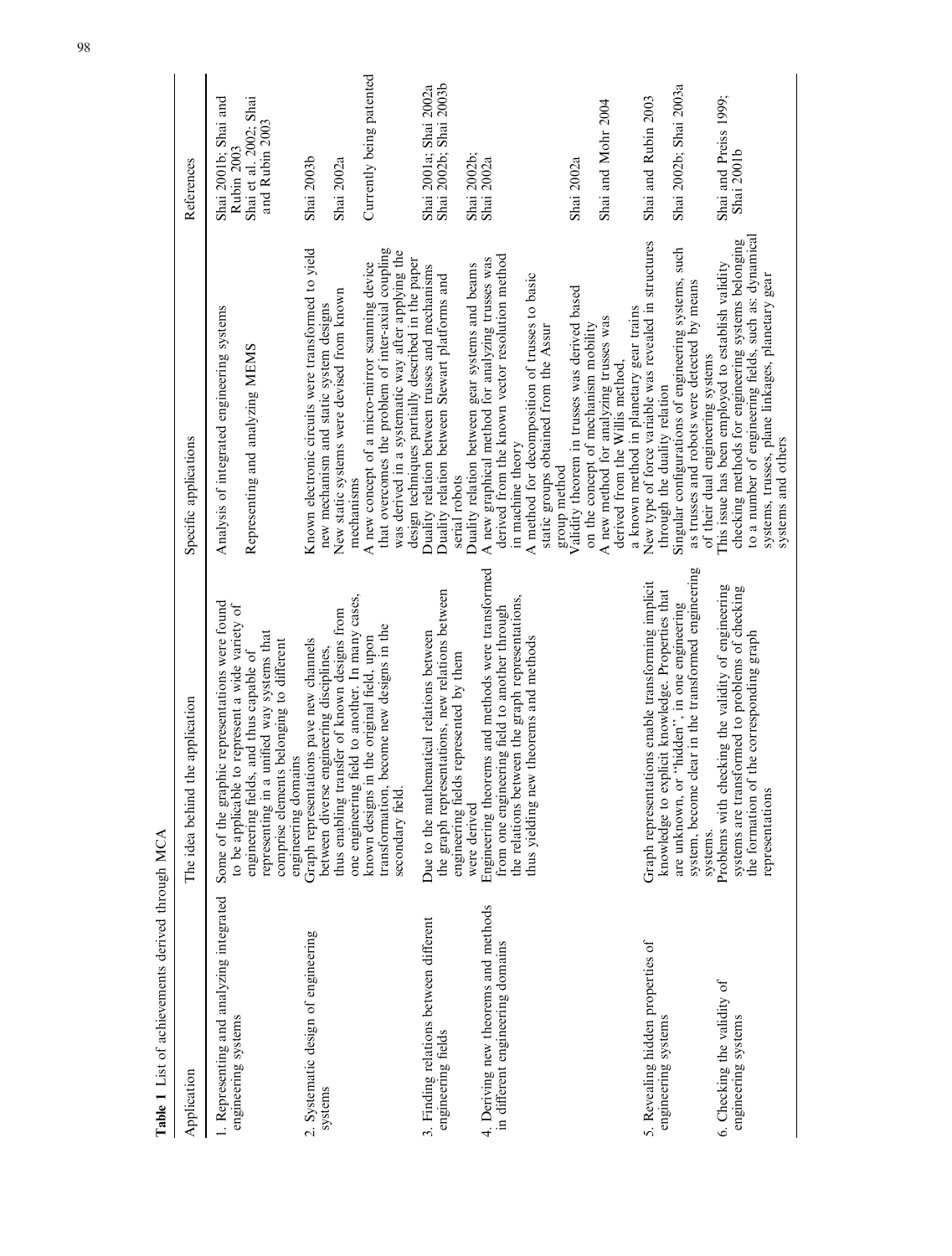**Table 1** List of achievements derived through MCA

| Application | The idea behind the application | Specific applications | References |
|---|---|---|---|
| 1. Representing and analyzing integrated engineering systems | Some of the graphic representations were found to be applicable to represent a wide variety of engineering fields, and thus capable of representing in a unified way systems that comprise elements belonging to different engineering domains | Analysis of integrated engineering systems | Shai 2001b; Shai and Rubin 2003 |
| | | Representing and analyzing MEMS | Shai et al. 2002; Shai and Rubin 2003 |
| 2. Systematic design of engineering systems | Graph representations pave new channels between diverse engineering disciplines, thus enabling transfer of known designs from one engineering field to another. In many cases, known designs in the original field, upon transformation, become new designs in the secondary field. | Known electronic circuits were transformed to yield new mechanism and static system designs | Shai 2003b |
| | | New static systems were devised from known mechanisms | Shai 2002a |
| | | A new concept of a micro-mirror scanning device that overcomes the problem of inter-axial coupling was derived in a systematic way after applying the design techniques partially described in the paper | Currently being patented |
| 3. Finding relations between different engineering fields | Due to the mathematical relations between the graph representations, new relations between engineering fields represented by them were derived | Duality relation between trusses and mechanisms | Shai 2001a; Shai 2002a |
| | | Duality relation between Stewart platforms and serial robots | Shai 2002b; Shai 2003b |
| | | Duality relation between gear systems and beams | Shai 2002b; |
| 4. Deriving new theorems and methods in different engineering domains | Engineering theorems and methods were transformed from one engineering field to another through the relations between the graph representations, thus yielding new theorems and methods | A new graphical method for analyzing trusses was derived from the known vector resolution method in machine theory | Shai 2002a |
| | | A method for decomposition of trusses to basic static groups obtained from the Assur group method | |
| | | Validity theorem in trusses was derived based on the concept of mechanism mobility | Shai 2002a |
| | | A new method for analyzing trusses was derived from the Willis method, a known method in planetary gear trains | Shai and Mohr 2004 |
| 5. Revealing hidden properties of engineering systems | Graph representations enable transforming implicit knowledge to explicit knowledge. Properties that are unknown, or "hidden", in one engineering system, become clear in the transformed engineering systems. | New type of force variable was revealed in structures through the duality relation | Shai and Rubin 2003 |
| | | Singular configurations of engineering systems, such as trusses and robots were detected by means of their dual engineering systems | Shai 2002b; Shai 2003a |
| 6. Checking the validity of engineering systems | Problems with checking the validity of engineering systems are transformed to problems of checking the formation of the corresponding graph representations | This issue has been employed to establish validity checking methods for engineering systems belonging to a number of engineering fields, such as: dynamical systems, trusses, plane linkages, planetary gear systems and others | Shai and Preiss 1999; Shai 2001b |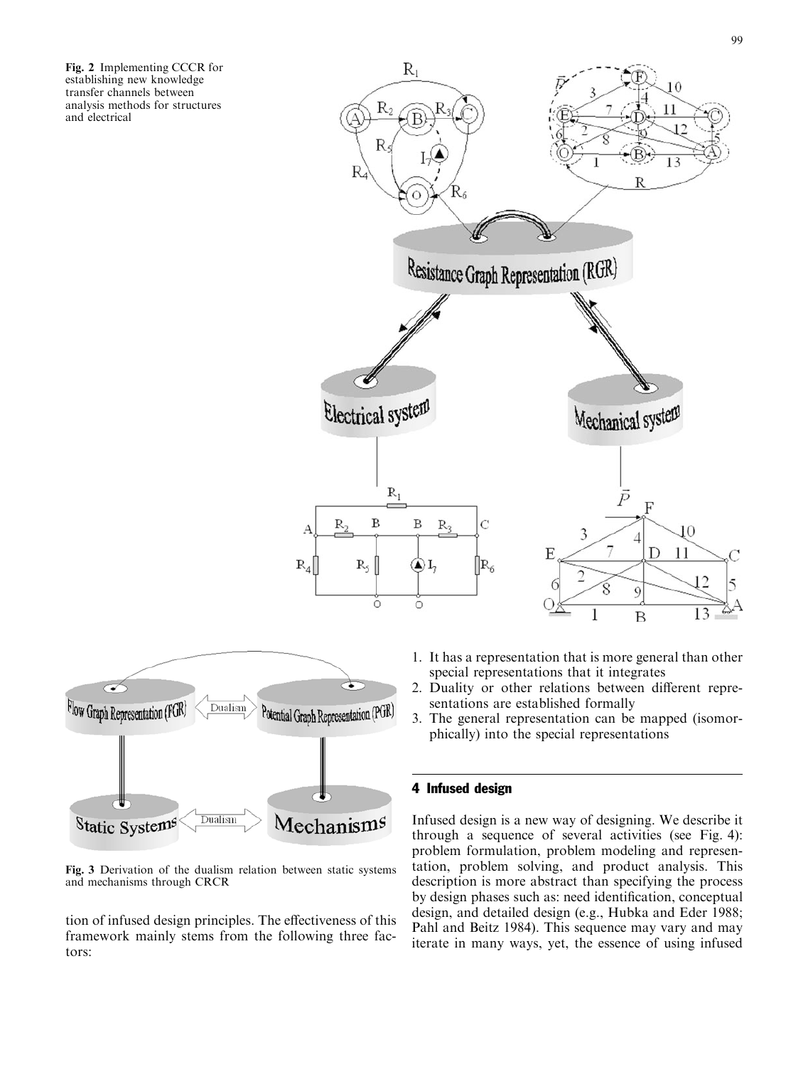**Fig. 2** Implementing CCCR for establishing new knowledge transfer channels between analysis methods for structures and electrical

**Fig. 3** Derivation of the dualism relation between static systems and mechanisms through CRCR

tion of infused design principles. The effectiveness of this framework mainly stems from the following three factors:

1. It has a representation that is more general than other special representations that it integrates
2. Duality or other relations between different representations are established formally
3. The general representation can be mapped (isomorphically) into the special representations

## 4 Infused design

Infused design is a new way of designing. We describe it through a sequence of several activities (see Fig. 4): problem formulation, problem modeling and representation, problem solving, and product analysis. This description is more abstract than specifying the process by design phases such as: need identification, conceptual design, and detailed design (e.g., Hubka and Eder 1988; Pahl and Beitz 1984). This sequence may vary and may iterate in many ways, yet, the essence of using infused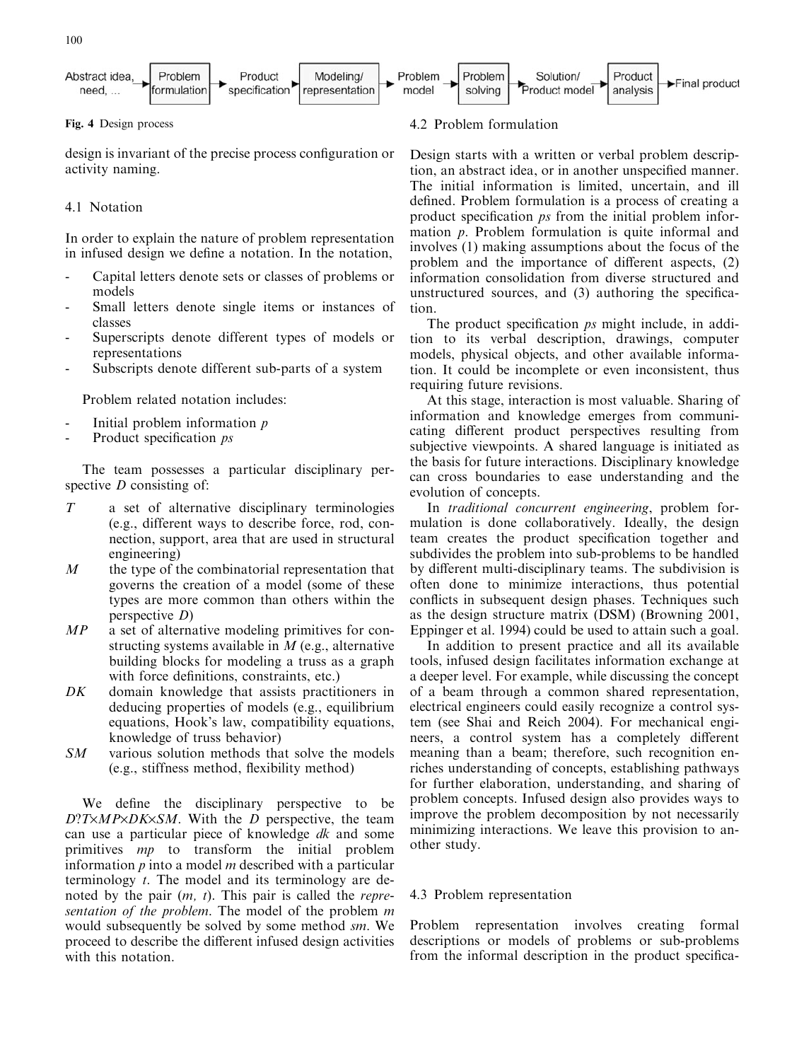Abstract idea, need, ... → Problem formulation → Product specification → Modeling/ representation → Problem model → Problem solving → Solution/ Product model → Product analysis → Final product

**Fig. 4** Design process

design is invariant of the precise process configuration or activity naming.

### 4.1 Notation

In order to explain the nature of problem representation in infused design we define a notation. In the notation,

- Capital letters denote sets or classes of problems or models
- Small letters denote single items or instances of classes
- Superscripts denote different types of models or representations
- Subscripts denote different sub-parts of a system

Problem related notation includes:

- Initial problem information $p$
- Product specification $ps$

The team possesses a particular disciplinary perspective $D$ consisting of:

- $T$ — a set of alternative disciplinary terminologies (e.g., different ways to describe force, rod, connection, support, area that are used in structural engineering)
- $M$ — the type of the combinatorial representation that governs the creation of a model (some of these types are more common than others within the perspective $D$)
- $MP$ — a set of alternative modeling primitives for constructing systems available in $M$ (e.g., alternative building blocks for modeling a truss as a graph with force definitions, constraints, etc.)
- $DK$ — domain knowledge that assists practitioners in deducing properties of models (e.g., equilibrium equations, Hook's law, compatibility equations, knowledge of truss behavior)
- $SM$ — various solution methods that solve the models (e.g., stiffness method, flexibility method)

We define the disciplinary perspective to be $D?T \times MP \times DK \times SM$. With the $D$ perspective, the team can use a particular piece of knowledge $dk$ and some primitives $mp$ to transform the initial problem information $p$ into a model $m$ described with a particular terminology $t$. The model and its terminology are denoted by the pair $(m, t)$. This pair is called the *representation of the problem*. The model of the problem $m$ would subsequently be solved by some method $sm$. We proceed to describe the different infused design activities with this notation.

### 4.2 Problem formulation

Design starts with a written or verbal problem description, an abstract idea, or in another unspecified manner. The initial information is limited, uncertain, and ill defined. Problem formulation is a process of creating a product specification $ps$ from the initial problem information $p$. Problem formulation is quite informal and involves (1) making assumptions about the focus of the problem and the importance of different aspects, (2) information consolidation from diverse structured and unstructured sources, and (3) authoring the specification.

The product specification $ps$ might include, in addition to its verbal description, drawings, computer models, physical objects, and other available information. It could be incomplete or even inconsistent, thus requiring future revisions.

At this stage, interaction is most valuable. Sharing of information and knowledge emerges from communicating different product perspectives resulting from subjective viewpoints. A shared language is initiated as the basis for future interactions. Disciplinary knowledge can cross boundaries to ease understanding and the evolution of concepts.

In *traditional concurrent engineering*, problem formulation is done collaboratively. Ideally, the design team creates the product specification together and subdivides the problem into sub-problems to be handled by different multi-disciplinary teams. The subdivision is often done to minimize interactions, thus potential conflicts in subsequent design phases. Techniques such as the design structure matrix (DSM) (Browning 2001, Eppinger et al. 1994) could be used to attain such a goal.

In addition to present practice and all its available tools, infused design facilitates information exchange at a deeper level. For example, while discussing the concept of a beam through a common shared representation, electrical engineers could easily recognize a control system (see Shai and Reich 2004). For mechanical engineers, a control system has a completely different meaning than a beam; therefore, such recognition enriches understanding of concepts, establishing pathways for further elaboration, understanding, and sharing of problem concepts. Infused design also provides ways to improve the problem decomposition by not necessarily minimizing interactions. We leave this provision to another study.

### 4.3 Problem representation

Problem representation involves creating formal descriptions or models of problems or sub-problems from the informal description in the product specifica-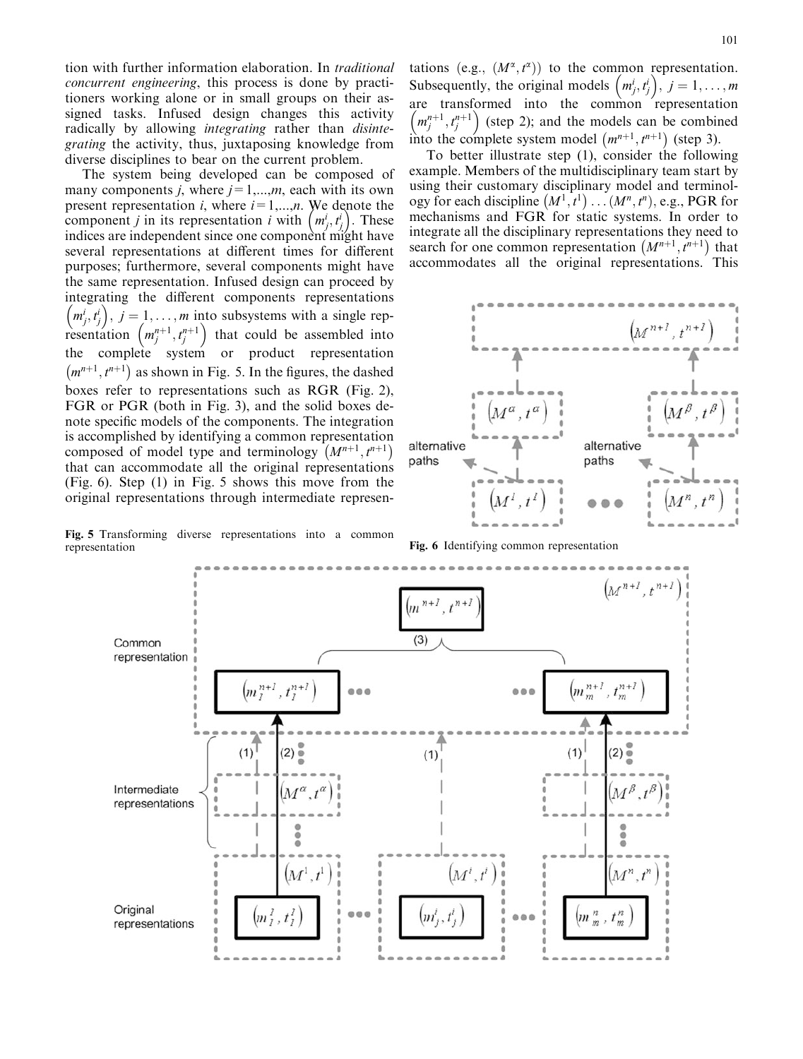tion with further information elaboration. In *traditional concurrent engineering*, this process is done by practitioners working alone or in small groups on their assigned tasks. Infused design changes this activity radically by allowing *integrating* rather than *disintegrating* the activity, thus, juxtaposing knowledge from diverse disciplines to bear on the current problem.

The system being developed can be composed of many components $j$, where $j = 1,...,m$, each with its own present representation $i$, where $i = 1,...,n$. We denote the component $j$ in its representation $i$ with $\left(m_j^i, t_j^i\right)$. These indices are independent since one component might have several representations at different times for different purposes; furthermore, several components might have the same representation. Infused design can proceed by integrating the different components representations $\left(m_j^i, t_j^i\right),\ j = 1, \ldots, m$ into subsystems with a single representation $\left(m_j^{n+1}, t_j^{n+1}\right)$ that could be assembled into the complete system or product representation $\left(m^{n+1}, t^{n+1}\right)$ as shown in Fig. 5. In the figures, the dashed boxes refer to representations such as RGR (Fig. 2), FGR or PGR (both in Fig. 3), and the solid boxes denote specific models of the components. The integration is accomplished by identifying a common representation composed of model type and terminology $\left(M^{n+1}, t^{n+1}\right)$ that can accommodate all the original representations (Fig. 6). Step (1) in Fig. 5 shows this move from the original representations through intermediate representations (e.g., $(M^{\alpha}, t^{\alpha})$) to the common representation. Subsequently, the original models $\left(m_j^i, t_j^i\right),\ j = 1, \ldots, m$ are transformed into the common representation $\left(m_j^{n+1}, t_j^{n+1}\right)$ (step 2); and the models can be combined into the complete system model $\left(m^{n+1}, t^{n+1}\right)$ (step 3).

Fig. 5 Transforming diverse representations into a common representation

To better illustrate step (1), consider the following example. Members of the multidisciplinary team start by using their customary disciplinary model and terminology for each discipline $\left(M^1, t^1\right) \ldots \left(M^n, t^n\right)$, e.g., PGR for mechanisms and FGR for static systems. In order to integrate all the disciplinary representations they need to search for one common representation $\left(M^{n+1}, t^{n+1}\right)$ that accommodates all the original representations. This

Fig. 6 Identifying common representation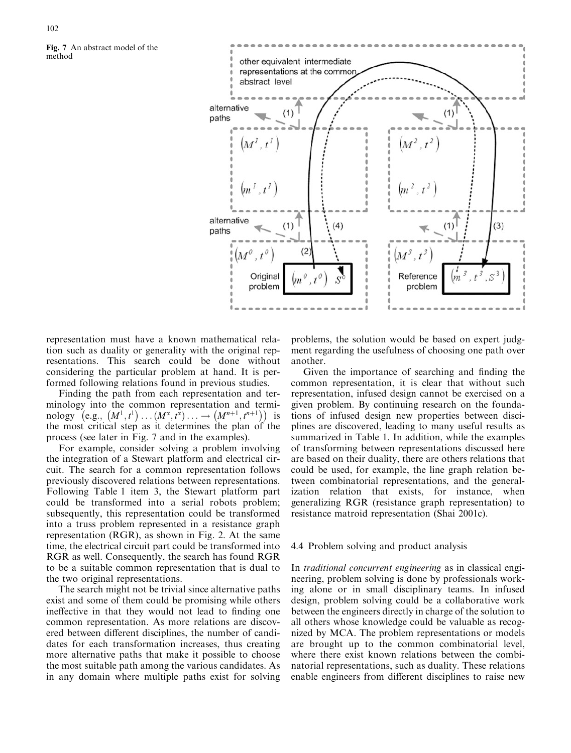Fig. 7 An abstract model of the method

representation must have a known mathematical relation such as duality or generality with the original representations. This search could be done without considering the particular problem at hand. It is performed following relations found in previous studies.

Finding the path from each representation and terminology into the common representation and terminology (e.g., $(M^1, t^1) \ldots (M^\alpha, t^\alpha) \ldots \rightarrow (M^{n+1}, t^{n+1})$) is the most critical step as it determines the plan of the process (see later in Fig. 7 and in the examples).

For example, consider solving a problem involving the integration of a Stewart platform and electrical circuit. The search for a common representation follows previously discovered relations between representations. Following Table 1 item 3, the Stewart platform part could be transformed into a serial robots problem; subsequently, this representation could be transformed into a truss problem represented in a resistance graph representation (RGR), as shown in Fig. 2. At the same time, the electrical circuit part could be transformed into RGR as well. Consequently, the search has found RGR to be a suitable common representation that is dual to the two original representations.

The search might not be trivial since alternative paths exist and some of them could be promising while others ineffective in that they would not lead to finding one common representation. As more relations are discovered between different disciplines, the number of candidates for each transformation increases, thus creating more alternative paths that make it possible to choose the most suitable path among the various candidates. As in any domain where multiple paths exist for solving problems, the solution would be based on expert judgment regarding the usefulness of choosing one path over another.

Given the importance of searching and finding the common representation, it is clear that without such representation, infused design cannot be exercised on a given problem. By continuing research on the foundations of infused design new properties between disciplines are discovered, leading to many useful results as summarized in Table 1. In addition, while the examples of transforming between representations discussed here are based on their duality, there are others relations that could be used, for example, the line graph relation between combinatorial representations, and the generalization relation that exists, for instance, when generalizing RGR (resistance graph representation) to resistance matroid representation (Shai 2001c).

### 4.4 Problem solving and product analysis

In *traditional concurrent engineering* as in classical engineering, problem solving is done by professionals working alone or in small disciplinary teams. In infused design, problem solving could be a collaborative work between the engineers directly in charge of the solution to all others whose knowledge could be valuable as recognized by MCA. The problem representations or models are brought up to the common combinatorial level, where there exist known relations between the combinatorial representations, such as duality. These relations enable engineers from different disciplines to raise new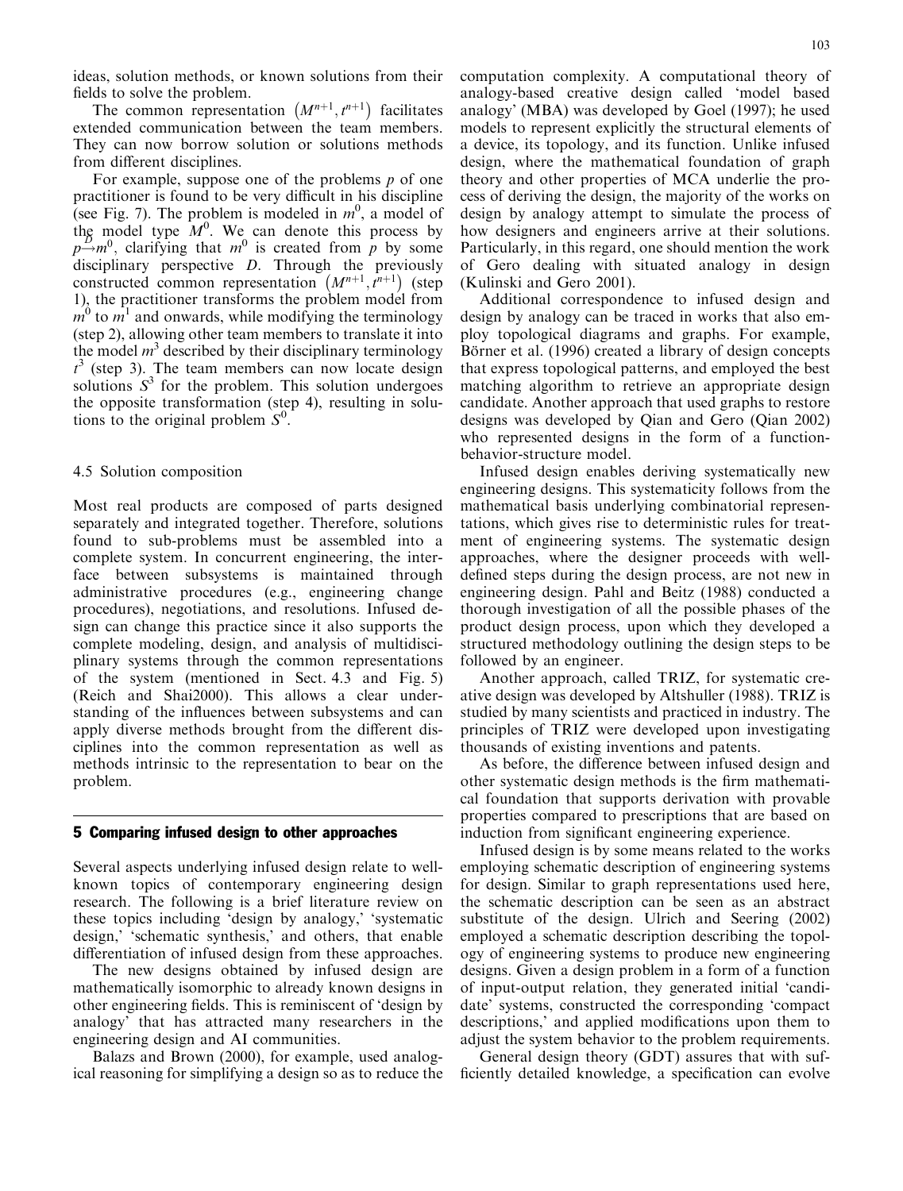ideas, solution methods, or known solutions from their fields to solve the problem.

The common representation $(M^{n+1}, t^{n+1})$ facilitates extended communication between the team members. They can now borrow solution or solutions methods from different disciplines.

For example, suppose one of the problems $p$ of one practitioner is found to be very difficult in his discipline (see Fig. 7). The problem is modeled in $m^0$, a model of the model type $M^0$. We can denote this process by $p \xrightarrow{D} m^0$, clarifying that $m^0$ is created from $p$ by some disciplinary perspective $D$. Through the previously constructed common representation $(M^{n+1}, t^{n+1})$ (step 1), the practitioner transforms the problem model from $m^0$ to $m^1$ and onwards, while modifying the terminology (step 2), allowing other team members to translate it into the model $m^3$ described by their disciplinary terminology $t^3$ (step 3). The team members can now locate design solutions $S^3$ for the problem. This solution undergoes the opposite transformation (step 4), resulting in solutions to the original problem $S^0$.

### 4.5 Solution composition

Most real products are composed of parts designed separately and integrated together. Therefore, solutions found to sub-problems must be assembled into a complete system. In concurrent engineering, the interface between subsystems is maintained through administrative procedures (e.g., engineering change procedures), negotiations, and resolutions. Infused design can change this practice since it also supports the complete modeling, design, and analysis of multidisciplinary systems through the common representations of the system (mentioned in Sect. 4.3 and Fig. 5) (Reich and Shai2000). This allows a clear understanding of the influences between subsystems and can apply diverse methods brought from the different disciplines into the common representation as well as methods intrinsic to the representation to bear on the problem.

## 5 Comparing infused design to other approaches

Several aspects underlying infused design relate to well-known topics of contemporary engineering design research. The following is a brief literature review on these topics including 'design by analogy,' 'systematic design,' 'schematic synthesis,' and others, that enable differentiation of infused design from these approaches.

The new designs obtained by infused design are mathematically isomorphic to already known designs in other engineering fields. This is reminiscent of 'design by analogy' that has attracted many researchers in the engineering design and AI communities.

Balazs and Brown (2000), for example, used analogical reasoning for simplifying a design so as to reduce the computation complexity. A computational theory of analogy-based creative design called 'model based analogy' (MBA) was developed by Goel (1997); he used models to represent explicitly the structural elements of a device, its topology, and its function. Unlike infused design, where the mathematical foundation of graph theory and other properties of MCA underlie the process of deriving the design, the majority of the works on design by analogy attempt to simulate the process of how designers and engineers arrive at their solutions. Particularly, in this regard, one should mention the work of Gero dealing with situated analogy in design (Kulinski and Gero 2001).

Additional correspondence to infused design and design by analogy can be traced in works that also employ topological diagrams and graphs. For example, Börner et al. (1996) created a library of design concepts that express topological patterns, and employed the best matching algorithm to retrieve an appropriate design candidate. Another approach that used graphs to restore designs was developed by Qian and Gero (Qian 2002) who represented designs in the form of a function-behavior-structure model.

Infused design enables deriving systematically new engineering designs. This systematicity follows from the mathematical basis underlying combinatorial representations, which gives rise to deterministic rules for treatment of engineering systems. The systematic design approaches, where the designer proceeds with well-defined steps during the design process, are not new in engineering design. Pahl and Beitz (1988) conducted a thorough investigation of all the possible phases of the product design process, upon which they developed a structured methodology outlining the design steps to be followed by an engineer.

Another approach, called TRIZ, for systematic creative design was developed by Altshuller (1988). TRIZ is studied by many scientists and practiced in industry. The principles of TRIZ were developed upon investigating thousands of existing inventions and patents.

As before, the difference between infused design and other systematic design methods is the firm mathematical foundation that supports derivation with provable properties compared to prescriptions that are based on induction from significant engineering experience.

Infused design is by some means related to the works employing schematic description of engineering systems for design. Similar to graph representations used here, the schematic description can be seen as an abstract substitute of the design. Ulrich and Seering (2002) employed a schematic description describing the topology of engineering systems to produce new engineering designs. Given a design problem in a form of a function of input-output relation, they generated initial 'candidate' systems, constructed the corresponding 'compact descriptions,' and applied modifications upon them to adjust the system behavior to the problem requirements.

General design theory (GDT) assures that with sufficiently detailed knowledge, a specification can evolve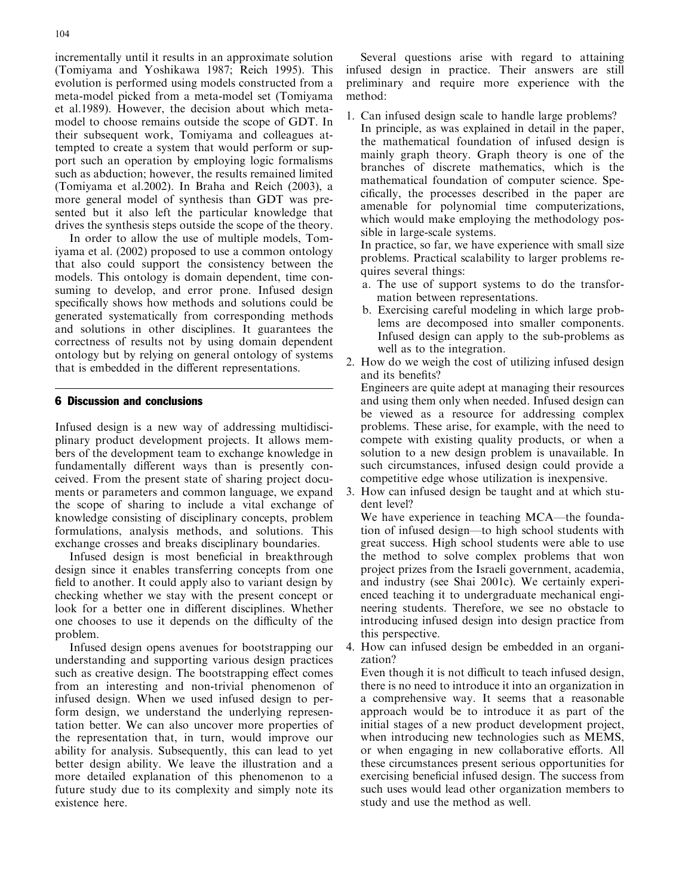incrementally until it results in an approximate solution (Tomiyama and Yoshikawa 1987; Reich 1995). This evolution is performed using models constructed from a meta-model picked from a meta-model set (Tomiyama et al.1989). However, the decision about which meta-model to choose remains outside the scope of GDT. In their subsequent work, Tomiyama and colleagues attempted to create a system that would perform or support such an operation by employing logic formalisms such as abduction; however, the results remained limited (Tomiyama et al.2002). In Braha and Reich (2003), a more general model of synthesis than GDT was presented but it also left the particular knowledge that drives the synthesis steps outside the scope of the theory.

In order to allow the use of multiple models, Tomiyama et al. (2002) proposed to use a common ontology that also could support the consistency between the models. This ontology is domain dependent, time consuming to develop, and error prone. Infused design specifically shows how methods and solutions could be generated systematically from corresponding methods and solutions in other disciplines. It guarantees the correctness of results not by using domain dependent ontology but by relying on general ontology of systems that is embedded in the different representations.

## 6 Discussion and conclusions

Infused design is a new way of addressing multidisciplinary product development projects. It allows members of the development team to exchange knowledge in fundamentally different ways than is presently conceived. From the present state of sharing project documents or parameters and common language, we expand the scope of sharing to include a vital exchange of knowledge consisting of disciplinary concepts, problem formulations, analysis methods, and solutions. This exchange crosses and breaks disciplinary boundaries.

Infused design is most beneficial in breakthrough design since it enables transferring concepts from one field to another. It could apply also to variant design by checking whether we stay with the present concept or look for a better one in different disciplines. Whether one chooses to use it depends on the difficulty of the problem.

Infused design opens avenues for bootstrapping our understanding and supporting various design practices such as creative design. The bootstrapping effect comes from an interesting and non-trivial phenomenon of infused design. When we used infused design to perform design, we understand the underlying representation better. We can also uncover more properties of the representation that, in turn, would improve our ability for analysis. Subsequently, this can lead to yet better design ability. We leave the illustration and a more detailed explanation of this phenomenon to a future study due to its complexity and simply note its existence here.

Several questions arise with regard to attaining infused design in practice. Their answers are still preliminary and require more experience with the method:

1. Can infused design scale to handle large problems?
   In principle, as was explained in detail in the paper, the mathematical foundation of infused design is mainly graph theory. Graph theory is one of the branches of discrete mathematics, which is the mathematical foundation of computer science. Specifically, the processes described in the paper are amenable for polynomial time computerizations, which would make employing the methodology possible in large-scale systems.
   In practice, so far, we have experience with small size problems. Practical scalability to larger problems requires several things:
   a. The use of support systems to do the transformation between representations.
   b. Exercising careful modeling in which large problems are decomposed into smaller components. Infused design can apply to the sub-problems as well as to the integration.
2. How do we weigh the cost of utilizing infused design and its benefits?
   Engineers are quite adept at managing their resources and using them only when needed. Infused design can be viewed as a resource for addressing complex problems. These arise, for example, with the need to compete with existing quality products, or when a solution to a new design problem is unavailable. In such circumstances, infused design could provide a competitive edge whose utilization is inexpensive.
3. How can infused design be taught and at which student level?
   We have experience in teaching MCA—the foundation of infused design—to high school students with great success. High school students were able to use the method to solve complex problems that won project prizes from the Israeli government, academia, and industry (see Shai 2001c). We certainly experienced teaching it to undergraduate mechanical engineering students. Therefore, we see no obstacle to introducing infused design into design practice from this perspective.
4. How can infused design be embedded in an organization?
   Even though it is not difficult to teach infused design, there is no need to introduce it into an organization in a comprehensive way. It seems that a reasonable approach would be to introduce it as part of the initial stages of a new product development project, when introducing new technologies such as MEMS, or when engaging in new collaborative efforts. All these circumstances present serious opportunities for exercising beneficial infused design. The success from such uses would lead other organization members to study and use the method as well.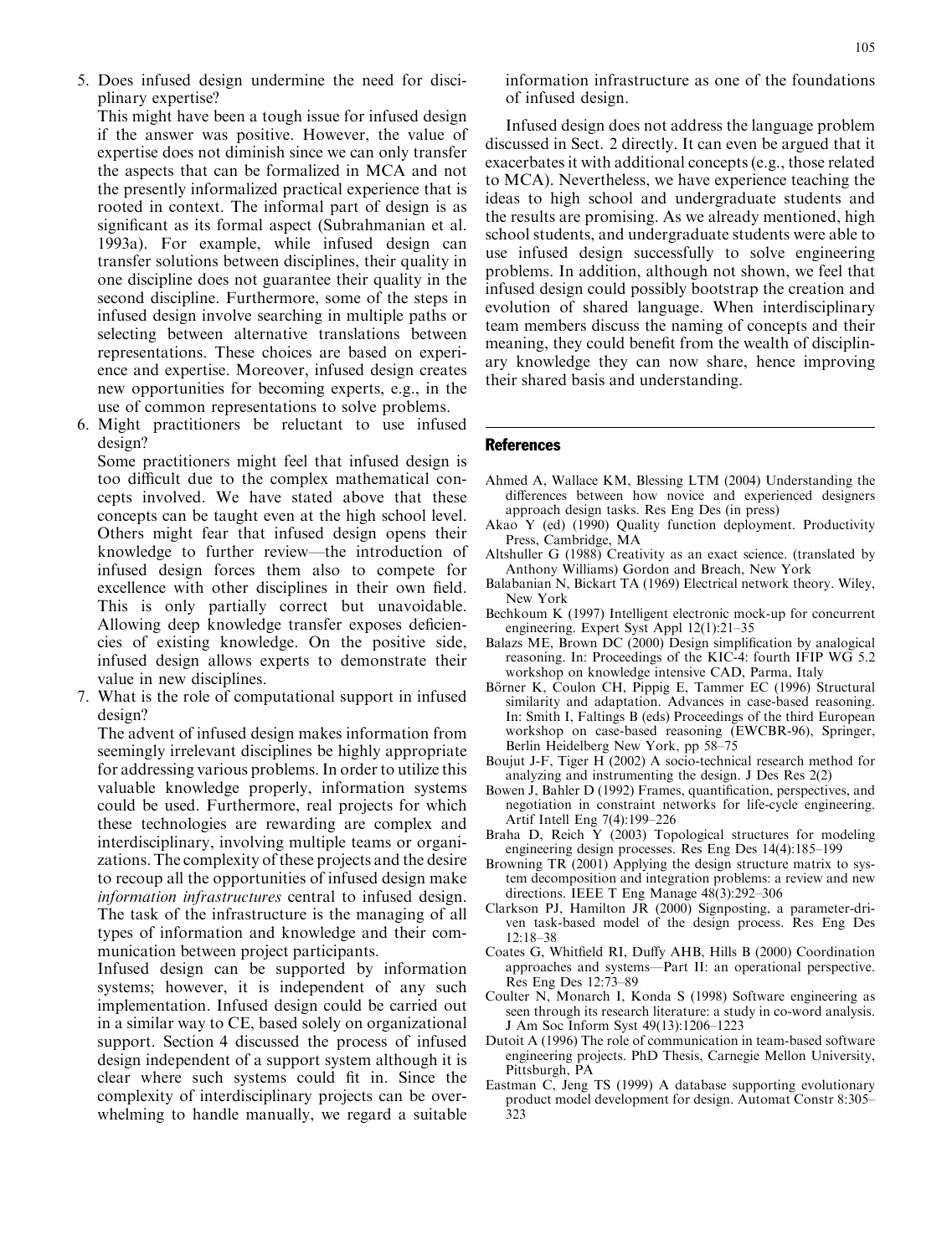5. Does infused design undermine the need for disciplinary expertise?

   This might have been a tough issue for infused design if the answer was positive. However, the value of expertise does not diminish since we can only transfer the aspects that can be formalized in MCA and not the presently informalized practical experience that is rooted in context. The informal part of design is as significant as its formal aspect (Subrahmanian et al. 1993a). For example, while infused design can transfer solutions between disciplines, their quality in one discipline does not guarantee their quality in the second discipline. Furthermore, some of the steps in infused design involve searching in multiple paths or selecting between alternative translations between representations. These choices are based on experience and expertise. Moreover, infused design creates new opportunities for becoming experts, e.g., in the use of common representations to solve problems.

6. Might practitioners be reluctant to use infused design?

   Some practitioners might feel that infused design is too difficult due to the complex mathematical concepts involved. We have stated above that these concepts can be taught even at the high school level. Others might fear that infused design opens their knowledge to further review—the introduction of infused design forces them also to compete for excellence with other disciplines in their own field. This is only partially correct but unavoidable. Allowing deep knowledge transfer exposes deficiencies of existing knowledge. On the positive side, infused design allows experts to demonstrate their value in new disciplines.

7. What is the role of computational support in infused design?

   The advent of infused design makes information from seemingly irrelevant disciplines be highly appropriate for addressing various problems. In order to utilize this valuable knowledge properly, information systems could be used. Furthermore, real projects for which these technologies are rewarding are complex and interdisciplinary, involving multiple teams or organizations. The complexity of these projects and the desire to recoup all the opportunities of infused design make *information infrastructures* central to infused design. The task of the infrastructure is the managing of all types of information and knowledge and their communication between project participants.

   Infused design can be supported by information systems; however, it is independent of any such implementation. Infused design could be carried out in a similar way to CE, based solely on organizational support. Section 4 discussed the process of infused design independent of a support system although it is clear where such systems could fit in. Since the complexity of interdisciplinary projects can be overwhelming to handle manually, we regard a suitable information infrastructure as one of the foundations of infused design.

Infused design does not address the language problem discussed in Sect. 2 directly. It can even be argued that it exacerbates it with additional concepts (e.g., those related to MCA). Nevertheless, we have experience teaching the ideas to high school and undergraduate students and the results are promising. As we already mentioned, high school students, and undergraduate students were able to use infused design successfully to solve engineering problems. In addition, although not shown, we feel that infused design could possibly bootstrap the creation and evolution of shared language. When interdisciplinary team members discuss the naming of concepts and their meaning, they could benefit from the wealth of disciplinary knowledge they can now share, hence improving their shared basis and understanding.

## References

Ahmed A, Wallace KM, Blessing LTM (2004) Understanding the differences between how novice and experienced designers approach design tasks. Res Eng Des (in press)

Akao Y (ed) (1990) Quality function deployment. Productivity Press, Cambridge, MA

Altshuller G (1988) Creativity as an exact science. (translated by Anthony Williams) Gordon and Breach, New York

Balabanian N, Bickart TA (1969) Electrical network theory. Wiley, New York

Bechkoum K (1997) Intelligent electronic mock-up for concurrent engineering. Expert Syst Appl 12(1):21–35

Balazs ME, Brown DC (2000) Design simplification by analogical reasoning. In: Proceedings of the KIC-4: fourth IFIP WG 5.2 workshop on knowledge intensive CAD, Parma, Italy

Börner K, Coulon CH, Pippig E, Tammer EC (1996) Structural similarity and adaptation. Advances in case-based reasoning. In: Smith I, Faltings B (eds) Proceedings of the third European workshop on case-based reasoning (EWCBR-96), Springer, Berlin Heidelberg New York, pp 58–75

Boujut J-F, Tiger H (2002) A socio-technical research method for analyzing and instrumenting the design. J Des Res 2(2)

Bowen J, Bahler D (1992) Frames, quantification, perspectives, and negotiation in constraint networks for life-cycle engineering. Artif Intell Eng 7(4):199–226

Braha D, Reich Y (2003) Topological structures for modeling engineering design processes. Res Eng Des 14(4):185–199

Browning TR (2001) Applying the design structure matrix to system decomposition and integration problems: a review and new directions. IEEE T Eng Manage 48(3):292–306

Clarkson PJ, Hamilton JR (2000) Signposting, a parameter-driven task-based model of the design process. Res Eng Des 12:18–38

Coates G, Whitfield RI, Duffy AHB, Hills B (2000) Coordination approaches and systems—Part II: an operational perspective. Res Eng Des 12:73–89

Coulter N, Monarch I, Konda S (1998) Software engineering as seen through its research literature: a study in co-word analysis. J Am Soc Inform Syst 49(13):1206–1223

Dutoit A (1996) The role of communication in team-based software engineering projects. PhD Thesis, Carnegie Mellon University, Pittsburgh, PA

Eastman C, Jeng TS (1999) A database supporting evolutionary product model development for design. Automat Constr 8:305–323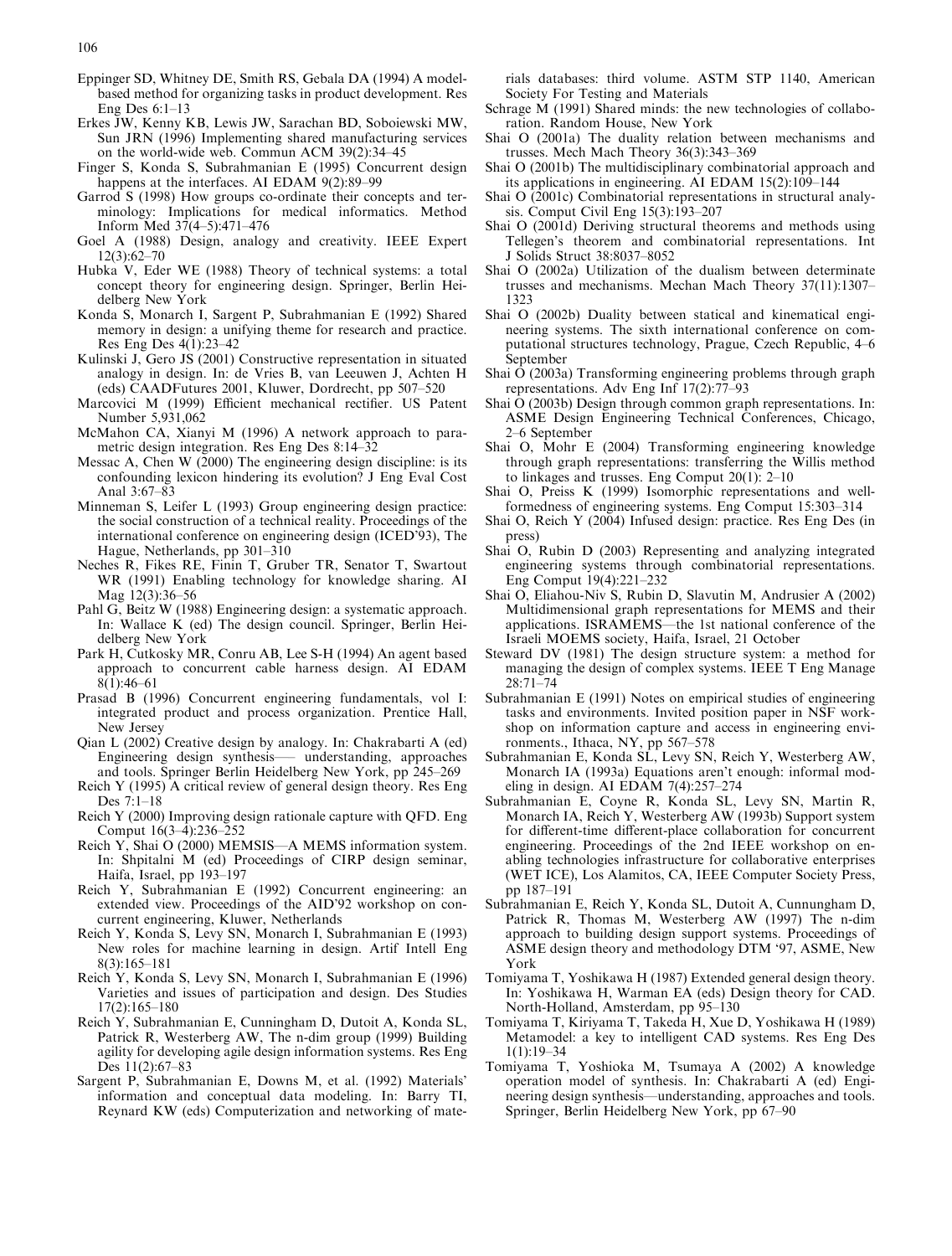Eppinger SD, Whitney DE, Smith RS, Gebala DA (1994) A model-based method for organizing tasks in product development. Res Eng Des 6:1–13

Erkes JW, Kenny KB, Lewis JW, Sarachan BD, Soboiewski MW, Sun JRN (1996) Implementing shared manufacturing services on the world-wide web. Commun ACM 39(2):34–45

Finger S, Konda S, Subrahmanian E (1995) Concurrent design happens at the interfaces. AI EDAM 9(2):89–99

Garrod S (1998) How groups co-ordinate their concepts and terminology: Implications for medical informatics. Method Inform Med 37(4–5):471–476

Goel A (1988) Design, analogy and creativity. IEEE Expert 12(3):62–70

Hubka V, Eder WE (1988) Theory of technical systems: a total concept theory for engineering design. Springer, Berlin Heidelberg New York

Konda S, Monarch I, Sargent P, Subrahmanian E (1992) Shared memory in design: a unifying theme for research and practice. Res Eng Des 4(1):23–42

Kulinski J, Gero JS (2001) Constructive representation in situated analogy in design. In: de Vries B, van Leeuwen J, Achten H (eds) CAADFutures 2001, Kluwer, Dordrecht, pp 507–520

Marcovici M (1999) Efficient mechanical rectifier. US Patent Number 5,931,062

McMahon CA, Xianyi M (1996) A network approach to parametric design integration. Res Eng Des 8:14–32

Messac A, Chen W (2000) The engineering design discipline: is its confounding lexicon hindering its evolution? J Eng Eval Cost Anal 3:67–83

Minneman S, Leifer L (1993) Group engineering design practice: the social construction of a technical reality. Proceedings of the international conference on engineering design (ICED'93), The Hague, Netherlands, pp 301–310

Neches R, Fikes RE, Finin T, Gruber TR, Senator T, Swartout WR (1991) Enabling technology for knowledge sharing. AI Mag 12(3):36–56

Pahl G, Beitz W (1988) Engineering design: a systematic approach. In: Wallace K (ed) The design council. Springer, Berlin Heidelberg New York

Park H, Cutkosky MR, Conru AB, Lee S-H (1994) An agent based approach to concurrent cable harness design. AI EDAM 8(1):46–61

Prasad B (1996) Concurrent engineering fundamentals, vol I: integrated product and process organization. Prentice Hall, New Jersey

Qian L (2002) Creative design by analogy. In: Chakrabarti A (ed) Engineering design synthesis—— understanding, approaches and tools. Springer Berlin Heidelberg New York, pp 245–269

Reich Y (1995) A critical review of general design theory. Res Eng Des 7:1–18

Reich Y (2000) Improving design rationale capture with QFD. Eng Comput 16(3–4):236–252

Reich Y, Shai O (2000) MEMSIS—A MEMS information system. In: Shpitalni M (ed) Proceedings of CIRP design seminar, Haifa, Israel, pp 193–197

Reich Y, Subrahmanian E (1992) Concurrent engineering: an extended view. Proceedings of the AID'92 workshop on concurrent engineering, Kluwer, Netherlands

Reich Y, Konda S, Levy SN, Monarch I, Subrahmanian E (1993) New roles for machine learning in design. Artif Intell Eng 8(3):165–181

Reich Y, Konda S, Levy SN, Monarch I, Subrahmanian E (1996) Varieties and issues of participation and design. Des Studies 17(2):165–180

Reich Y, Subrahmanian E, Cunningham D, Dutoit A, Konda SL, Patrick R, Westerberg AW, The n-dim group (1999) Building agility for developing agile design information systems. Res Eng Des 11(2):67–83

Sargent P, Subrahmanian E, Downs M, et al. (1992) Materials' information and conceptual data modeling. In: Barry TI, Reynard KW (eds) Computerization and networking of materials databases: third volume. ASTM STP 1140, American Society For Testing and Materials

Schrage M (1991) Shared minds: the new technologies of collaboration. Random House, New York

Shai O (2001a) The duality relation between mechanisms and trusses. Mech Mach Theory 36(3):343–369

Shai O (2001b) The multidisciplinary combinatorial approach and its applications in engineering. AI EDAM 15(2):109–144

Shai O (2001c) Combinatorial representations in structural analysis. Comput Civil Eng 15(3):193–207

Shai O (2001d) Deriving structural theorems and methods using Tellegen's theorem and combinatorial representations. Int J Solids Struct 38:8037–8052

Shai O (2002a) Utilization of the dualism between determinate trusses and mechanisms. Mechan Mach Theory 37(11):1307–1323

Shai O (2002b) Duality between statical and kinematical engineering systems. The sixth international conference on computational structures technology, Prague, Czech Republic, 4–6 September

Shai O (2003a) Transforming engineering problems through graph representations. Adv Eng Inf 17(2):77–93

Shai O (2003b) Design through common graph representations. In: ASME Design Engineering Technical Conferences, Chicago, 2–6 September

Shai O, Mohr E (2004) Transforming engineering knowledge through graph representations: transferring the Willis method to linkages and trusses. Eng Comput 20(1): 2–10

Shai O, Preiss K (1999) Isomorphic representations and well-formedness of engineering systems. Eng Comput 15:303–314

Shai O, Reich Y (2004) Infused design: practice. Res Eng Des (in press)

Shai O, Rubin D (2003) Representing and analyzing integrated engineering systems through combinatorial representations. Eng Comput 19(4):221–232

Shai O, Eliahou-Niv S, Rubin D, Slavutin M, Andrusier A (2002) Multidimensional graph representations for MEMS and their applications. ISRAMEMS—the 1st national conference of the Israeli MOEMS society, Haifa, Israel, 21 October

Steward DV (1981) The design structure system: a method for managing the design of complex systems. IEEE T Eng Manage 28:71–74

Subrahmanian E (1991) Notes on empirical studies of engineering tasks and environments. Invited position paper in NSF workshop on information capture and access in engineering environments., Ithaca, NY, pp 567–578

Subrahmanian E, Konda SL, Levy SN, Reich Y, Westerberg AW, Monarch IA (1993a) Equations aren't enough: informal modeling in design. AI EDAM 7(4):257–274

Subrahmanian E, Coyne R, Konda SL, Levy SN, Martin R, Monarch IA, Reich Y, Westerberg AW (1993b) Support system for different-time different-place collaboration for concurrent engineering. Proceedings of the 2nd IEEE workshop on enabling technologies infrastructure for collaborative enterprises (WET ICE), Los Alamitos, CA, IEEE Computer Society Press, pp 187–191

Subrahmanian E, Reich Y, Konda SL, Dutoit A, Cunnungham D, Patrick R, Thomas M, Westerberg AW (1997) The n-dim approach to building design support systems. Proceedings of ASME design theory and methodology DTM '97, ASME, New York

Tomiyama T, Yoshikawa H (1987) Extended general design theory. In: Yoshikawa H, Warman EA (eds) Design theory for CAD. North-Holland, Amsterdam, pp 95–130

Tomiyama T, Kiriyama T, Takeda H, Xue D, Yoshikawa H (1989) Metamodel: a key to intelligent CAD systems. Res Eng Des 1(1):19–34

Tomiyama T, Yoshioka M, Tsumaya A (2002) A knowledge operation model of synthesis. In: Chakrabarti A (ed) Engineering design synthesis—understanding, approaches and tools. Springer, Berlin Heidelberg New York, pp 67–90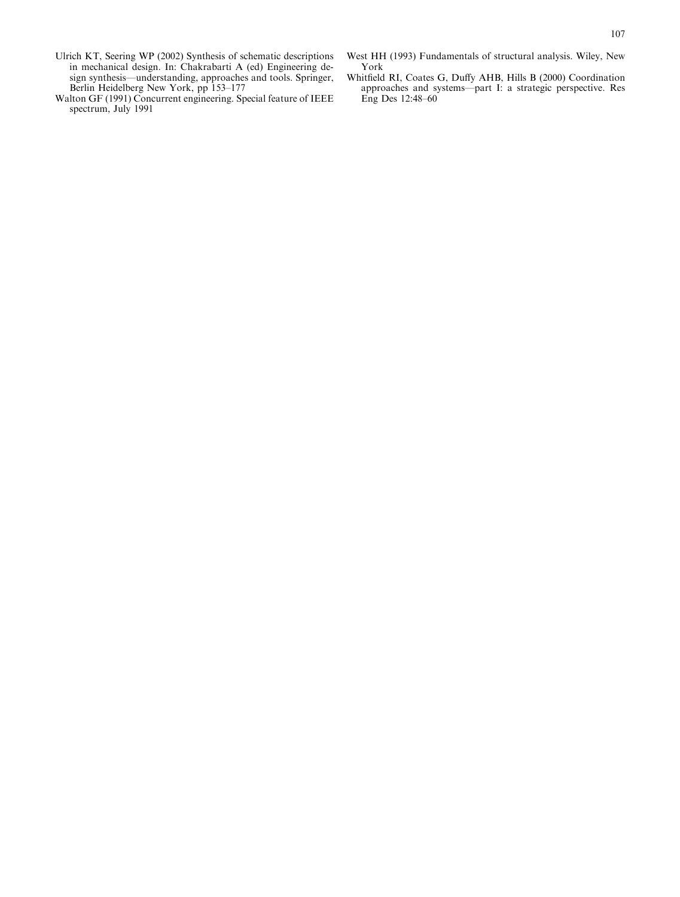Ulrich KT, Seering WP (2002) Synthesis of schematic descriptions in mechanical design. In: Chakrabarti A (ed) Engineering design synthesis—understanding, approaches and tools. Springer, Berlin Heidelberg New York, pp 153–177

Walton GF (1991) Concurrent engineering. Special feature of IEEE spectrum, July 1991

West HH (1993) Fundamentals of structural analysis. Wiley, New York

Whitfield RI, Coates G, Duffy AHB, Hills B (2000) Coordination approaches and systems—part I: a strategic perspective. Res Eng Des 12:48–60